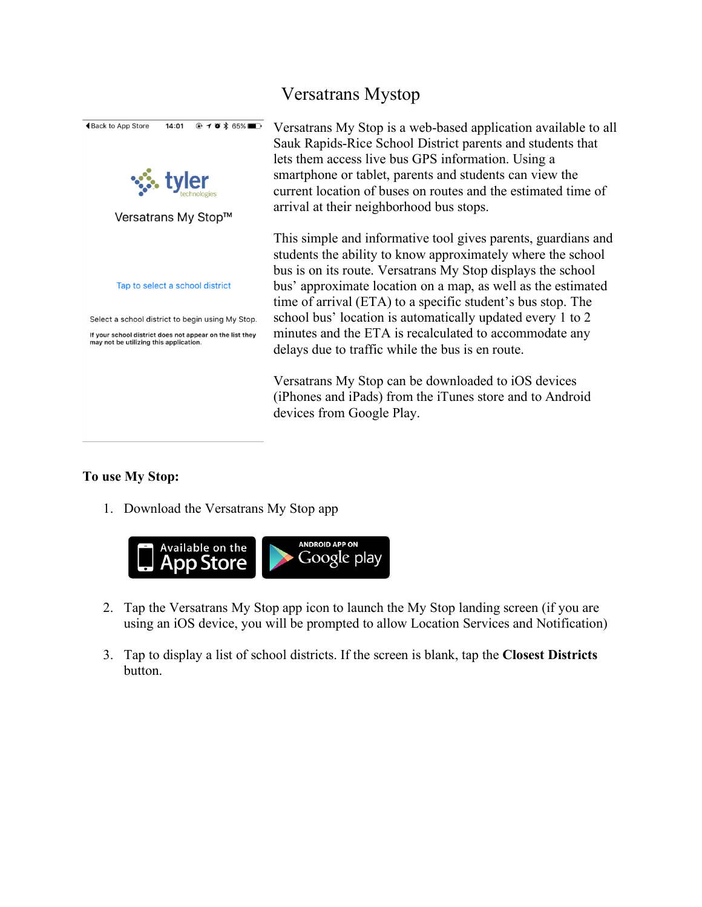# Versatrans Mystop

Versatrans My Stop is a web-based application available to all Sauk Rapids-Rice School District parents and students that lets them access live bus GPS information. Using a smartphone or tablet, parents and students can view the current location of buses on routes and the estimated time of arrival at their neighborhood bus stops.

This simple and informative tool gives parents, guardians and students the ability to know approximately where the school bus is on its route. Versatrans My Stop displays the school bus' approximate location on a map, as well as the estimated time of arrival (ETA) to a specific student's bus stop. The school bus' location is automatically updated every 1 to 2 minutes and the ETA is recalculated to accommodate any delays due to traffic while the bus is en route.

Versatrans My Stop can be downloaded to iOS devices (iPhones and iPads) from the iTunes store and to Android devices from Google Play.

**To use My Stop:**

1. Download the Versatrans My Stop app

2. Tap the Versatrans My Stop app icon to launch the My Stop landing screen (if you are using an iOS device, you will be prompted to allow Location Services and Notification)

3. Tap to display a list of school districts. If the screen is blank, tap the **Closest Districts** button.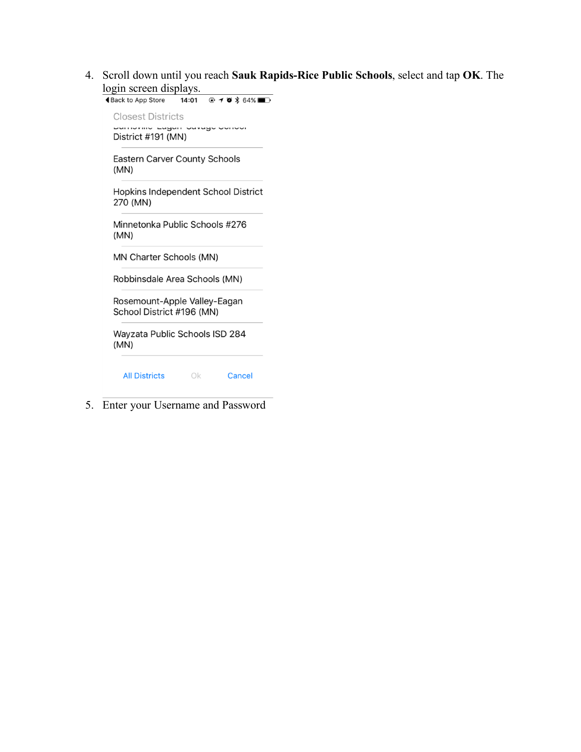4. Scroll down until you reach **Sauk Rapids-Rice Public Schools**, select and tap **OK**. The login screen displays.

   Back to App Store 14:01 64%

   Closest Districts

   District #191 (MN)

   Eastern Carver County Schools (MN)

   Hopkins Independent School District 270 (MN)

   Minnetonka Public Schools #276 (MN)

   MN Charter Schools (MN)

   Robbinsdale Area Schools (MN)

   Rosemount-Apple Valley-Eagan School District #196 (MN)

   Wayzata Public Schools ISD 284 (MN)

   All Districts Ok Cancel

5. Enter your Username and Password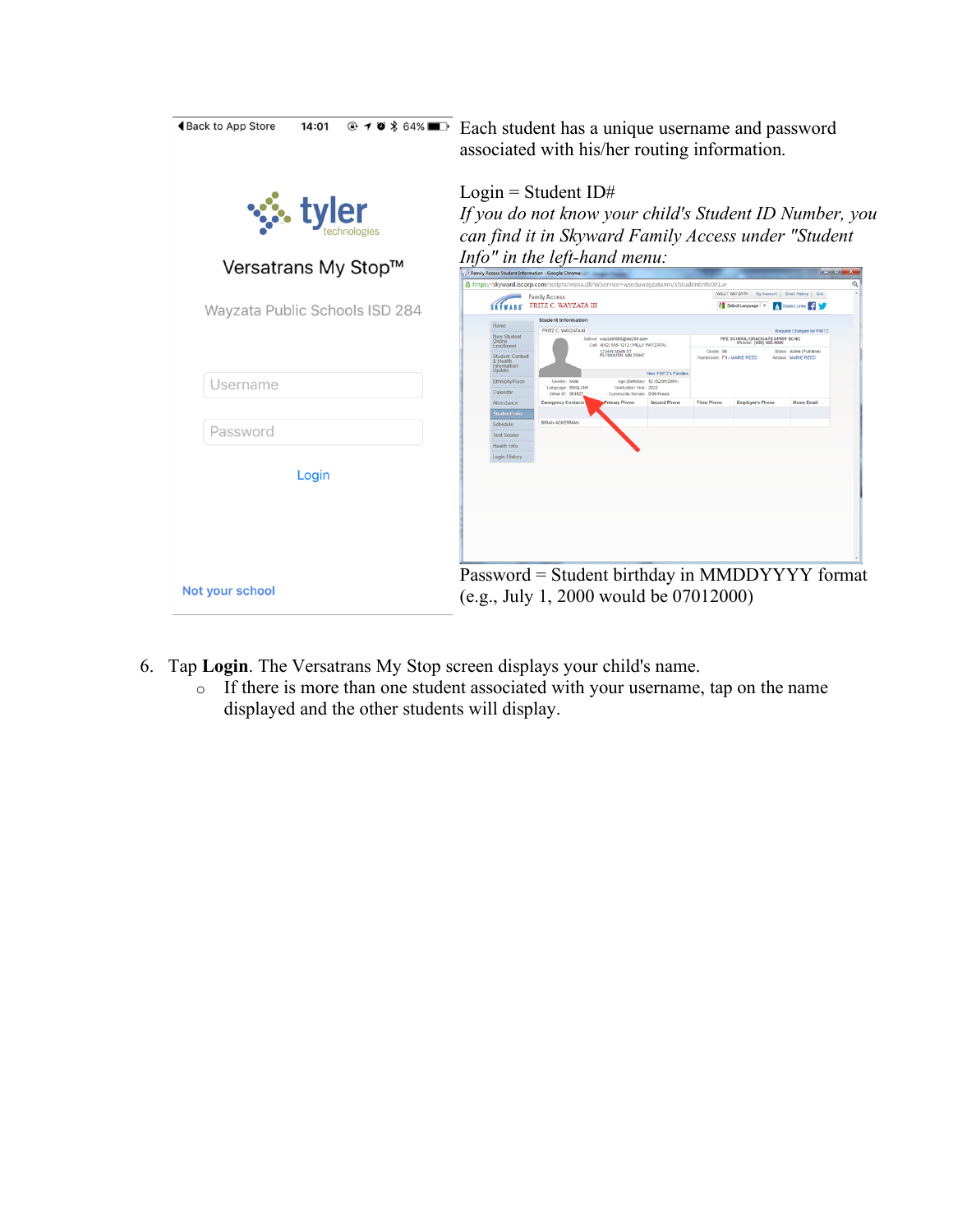Each student has a unique username and password associated with his/her routing information.

Login = Student ID#

*If you do not know your child's Student ID Number, you can find it in Skyward Family Access under "Student Info" in the left-hand menu:*

Password = Student birthday in MMDDYYYY format (e.g., July 1, 2000 would be 07012000)

6. Tap **Login**. The Versatrans My Stop screen displays your child's name.
   - If there is more than one student associated with your username, tap on the name displayed and the other students will display.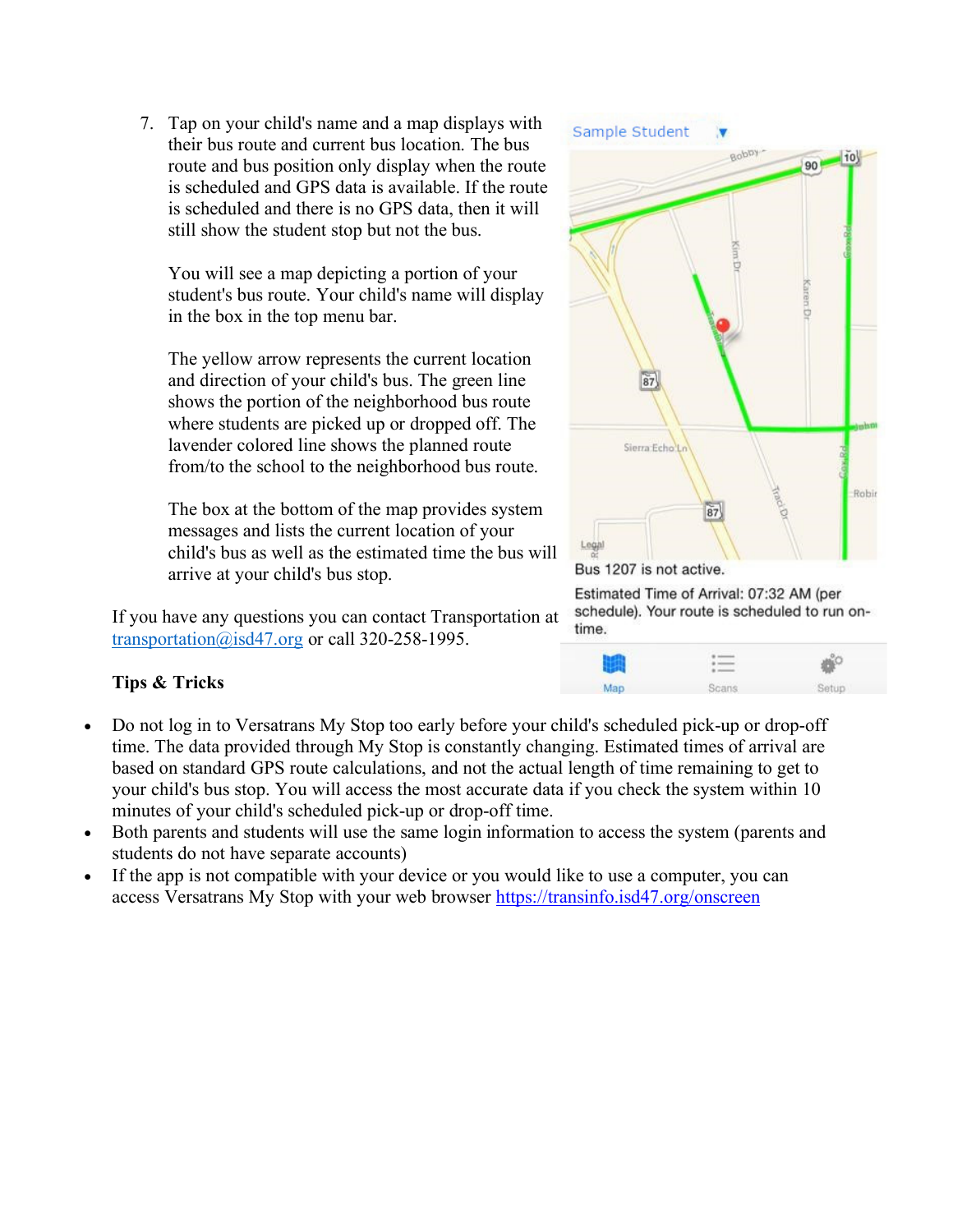7. Tap on your child's name and a map displays with their bus route and current bus location. The bus route and bus position only display when the route is scheduled and GPS data is available. If the route is scheduled and there is no GPS data, then it will still show the student stop but not the bus.

   You will see a map depicting a portion of your student's bus route. Your child's name will display in the box in the top menu bar.

   The yellow arrow represents the current location and direction of your child's bus. The green line shows the portion of the neighborhood bus route where students are picked up or dropped off. The lavender colored line shows the planned route from/to the school to the neighborhood bus route.

   The box at the bottom of the map provides system messages and lists the current location of your child's bus as well as the estimated time the bus will arrive at your child's bus stop.

Sample Student

Bus 1207 is not active.

Estimated Time of Arrival: 07:32 AM (per schedule). Your route is scheduled to run on-time.

Map Scans Setup

If you have any questions you can contact Transportation at [transportation@isd47.org](mailto:transportation@isd47.org) or call 320-258-1995.

**Tips & Tricks**

- Do not log in to Versatrans My Stop too early before your child's scheduled pick-up or drop-off time. The data provided through My Stop is constantly changing. Estimated times of arrival are based on standard GPS route calculations, and not the actual length of time remaining to get to your child's bus stop. You will access the most accurate data if you check the system within 10 minutes of your child's scheduled pick-up or drop-off time.
- Both parents and students will use the same login information to access the system (parents and students do not have separate accounts)
- If the app is not compatible with your device or you would like to use a computer, you can access Versatrans My Stop with your web browser [https://transinfo.isd47.org/onscreen](https://transinfo.isd47.org/onscreen)